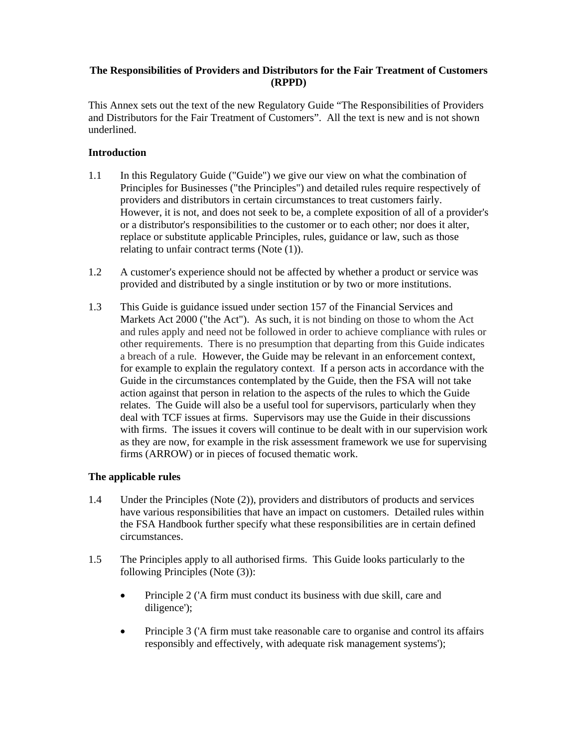**The Responsibilities of Providers and Distributors for the Fair Treatment of Customers (RPPD)**

This Annex sets out the text of the new Regulatory Guide "The Responsibilities of Providers and Distributors for the Fair Treatment of Customers". All the text is new and is not shown underlined.

**Introduction**

1.1 In this Regulatory Guide ("Guide") we give our view on what the combination of Principles for Businesses ("the Principles") and detailed rules require respectively of providers and distributors in certain circumstances to treat customers fairly. However, it is not, and does not seek to be, a complete exposition of all of a provider's or a distributor's responsibilities to the customer or to each other; nor does it alter, replace or substitute applicable Principles, rules, guidance or law, such as those relating to unfair contract terms (Note (1)).

1.2 A customer's experience should not be affected by whether a product or service was provided and distributed by a single institution or by two or more institutions.

1.3 This Guide is guidance issued under section 157 of the Financial Services and Markets Act 2000 ("the Act"). As such, it is not binding on those to whom the Act and rules apply and need not be followed in order to achieve compliance with rules or other requirements. There is no presumption that departing from this Guide indicates a breach of a rule. However, the Guide may be relevant in an enforcement context, for example to explain the regulatory context. If a person acts in accordance with the Guide in the circumstances contemplated by the Guide, then the FSA will not take action against that person in relation to the aspects of the rules to which the Guide relates. The Guide will also be a useful tool for supervisors, particularly when they deal with TCF issues at firms. Supervisors may use the Guide in their discussions with firms. The issues it covers will continue to be dealt with in our supervision work as they are now, for example in the risk assessment framework we use for supervising firms (ARROW) or in pieces of focused thematic work.

**The applicable rules**

1.4 Under the Principles (Note (2)), providers and distributors of products and services have various responsibilities that have an impact on customers. Detailed rules within the FSA Handbook further specify what these responsibilities are in certain defined circumstances.

1.5 The Principles apply to all authorised firms. This Guide looks particularly to the following Principles (Note (3)):

- Principle 2 ('A firm must conduct its business with due skill, care and diligence');
- Principle 3 ('A firm must take reasonable care to organise and control its affairs responsibly and effectively, with adequate risk management systems');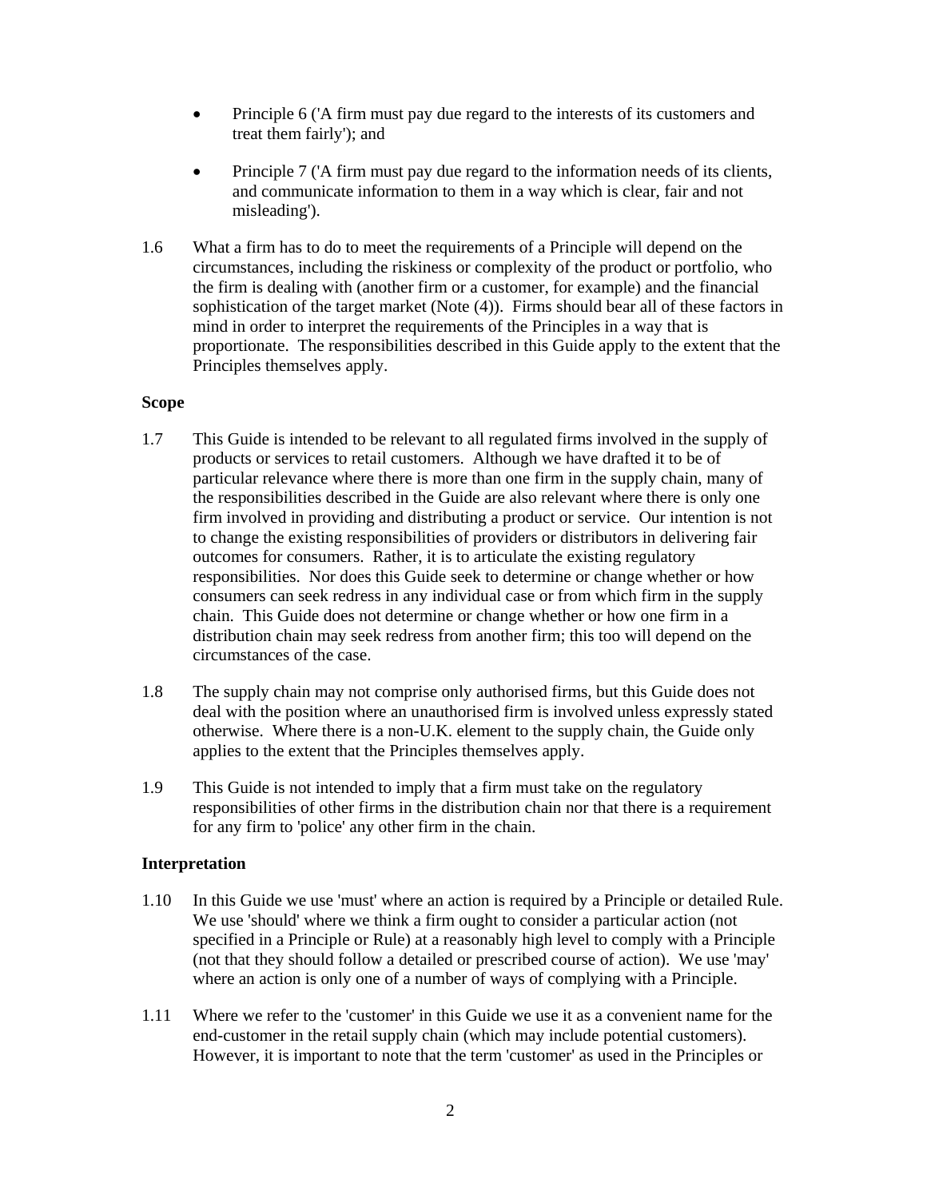- Principle 6 ('A firm must pay due regard to the interests of its customers and treat them fairly'); and
- Principle 7 ('A firm must pay due regard to the information needs of its clients, and communicate information to them in a way which is clear, fair and not misleading').

1.6 What a firm has to do to meet the requirements of a Principle will depend on the circumstances, including the riskiness or complexity of the product or portfolio, who the firm is dealing with (another firm or a customer, for example) and the financial sophistication of the target market (Note (4)). Firms should bear all of these factors in mind in order to interpret the requirements of the Principles in a way that is proportionate. The responsibilities described in this Guide apply to the extent that the Principles themselves apply.

**Scope**

1.7 This Guide is intended to be relevant to all regulated firms involved in the supply of products or services to retail customers. Although we have drafted it to be of particular relevance where there is more than one firm in the supply chain, many of the responsibilities described in the Guide are also relevant where there is only one firm involved in providing and distributing a product or service. Our intention is not to change the existing responsibilities of providers or distributors in delivering fair outcomes for consumers. Rather, it is to articulate the existing regulatory responsibilities. Nor does this Guide seek to determine or change whether or how consumers can seek redress in any individual case or from which firm in the supply chain. This Guide does not determine or change whether or how one firm in a distribution chain may seek redress from another firm; this too will depend on the circumstances of the case.

1.8 The supply chain may not comprise only authorised firms, but this Guide does not deal with the position where an unauthorised firm is involved unless expressly stated otherwise. Where there is a non-U.K. element to the supply chain, the Guide only applies to the extent that the Principles themselves apply.

1.9 This Guide is not intended to imply that a firm must take on the regulatory responsibilities of other firms in the distribution chain nor that there is a requirement for any firm to 'police' any other firm in the chain.

**Interpretation**

1.10 In this Guide we use 'must' where an action is required by a Principle or detailed Rule. We use 'should' where we think a firm ought to consider a particular action (not specified in a Principle or Rule) at a reasonably high level to comply with a Principle (not that they should follow a detailed or prescribed course of action). We use 'may' where an action is only one of a number of ways of complying with a Principle.

1.11 Where we refer to the 'customer' in this Guide we use it as a convenient name for the end-customer in the retail supply chain (which may include potential customers). However, it is important to note that the term 'customer' as used in the Principles or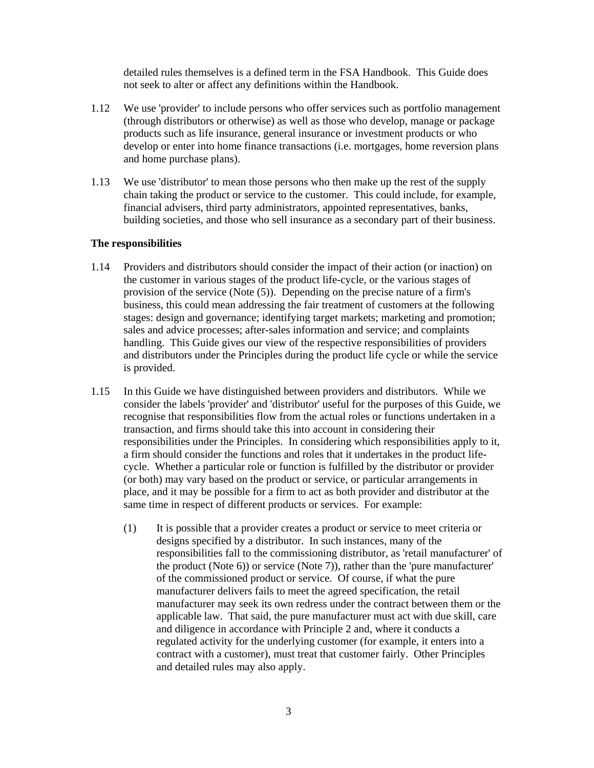detailed rules themselves is a defined term in the FSA Handbook. This Guide does not seek to alter or affect any definitions within the Handbook.

1.12 We use 'provider' to include persons who offer services such as portfolio management (through distributors or otherwise) as well as those who develop, manage or package products such as life insurance, general insurance or investment products or who develop or enter into home finance transactions (i.e. mortgages, home reversion plans and home purchase plans).

1.13 We use 'distributor' to mean those persons who then make up the rest of the supply chain taking the product or service to the customer. This could include, for example, financial advisers, third party administrators, appointed representatives, banks, building societies, and those who sell insurance as a secondary part of their business.

**The responsibilities**

1.14 Providers and distributors should consider the impact of their action (or inaction) on the customer in various stages of the product life-cycle, or the various stages of provision of the service (Note (5)). Depending on the precise nature of a firm's business, this could mean addressing the fair treatment of customers at the following stages: design and governance; identifying target markets; marketing and promotion; sales and advice processes; after-sales information and service; and complaints handling. This Guide gives our view of the respective responsibilities of providers and distributors under the Principles during the product life cycle or while the service is provided.

1.15 In this Guide we have distinguished between providers and distributors. While we consider the labels 'provider' and 'distributor' useful for the purposes of this Guide, we recognise that responsibilities flow from the actual roles or functions undertaken in a transaction, and firms should take this into account in considering their responsibilities under the Principles. In considering which responsibilities apply to it, a firm should consider the functions and roles that it undertakes in the product life-cycle. Whether a particular role or function is fulfilled by the distributor or provider (or both) may vary based on the product or service, or particular arrangements in place, and it may be possible for a firm to act as both provider and distributor at the same time in respect of different products or services. For example:

(1) It is possible that a provider creates a product or service to meet criteria or designs specified by a distributor. In such instances, many of the responsibilities fall to the commissioning distributor, as 'retail manufacturer' of the product (Note 6)) or service (Note 7)), rather than the 'pure manufacturer' of the commissioned product or service. Of course, if what the pure manufacturer delivers fails to meet the agreed specification, the retail manufacturer may seek its own redress under the contract between them or the applicable law. That said, the pure manufacturer must act with due skill, care and diligence in accordance with Principle 2 and, where it conducts a regulated activity for the underlying customer (for example, it enters into a contract with a customer), must treat that customer fairly. Other Principles and detailed rules may also apply.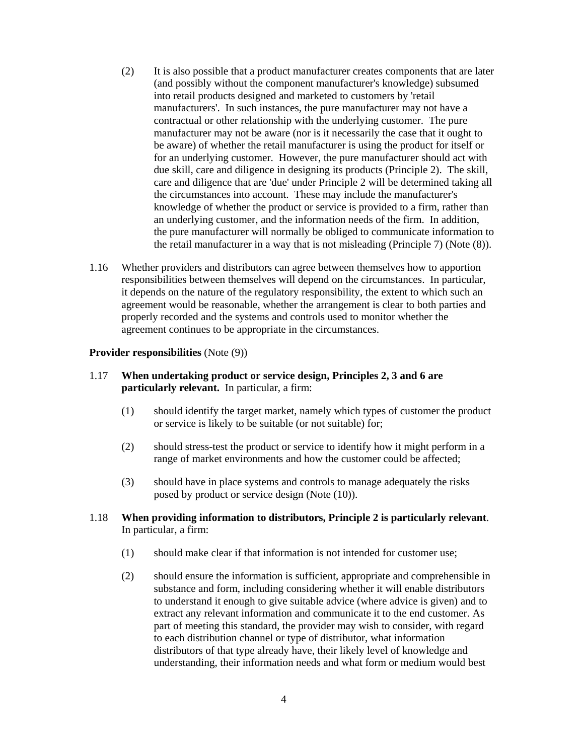(2) It is also possible that a product manufacturer creates components that are later (and possibly without the component manufacturer's knowledge) subsumed into retail products designed and marketed to customers by 'retail manufacturers'. In such instances, the pure manufacturer may not have a contractual or other relationship with the underlying customer. The pure manufacturer may not be aware (nor is it necessarily the case that it ought to be aware) of whether the retail manufacturer is using the product for itself or for an underlying customer. However, the pure manufacturer should act with due skill, care and diligence in designing its products (Principle 2). The skill, care and diligence that are 'due' under Principle 2 will be determined taking all the circumstances into account. These may include the manufacturer's knowledge of whether the product or service is provided to a firm, rather than an underlying customer, and the information needs of the firm. In addition, the pure manufacturer will normally be obliged to communicate information to the retail manufacturer in a way that is not misleading (Principle 7) (Note (8)).

1.16 Whether providers and distributors can agree between themselves how to apportion responsibilities between themselves will depend on the circumstances. In particular, it depends on the nature of the regulatory responsibility, the extent to which such an agreement would be reasonable, whether the arrangement is clear to both parties and properly recorded and the systems and controls used to monitor whether the agreement continues to be appropriate in the circumstances.

**Provider responsibilities** (Note (9))

1.17 **When undertaking product or service design, Principles 2, 3 and 6 are particularly relevant.** In particular, a firm:

(1) should identify the target market, namely which types of customer the product or service is likely to be suitable (or not suitable) for;

(2) should stress-test the product or service to identify how it might perform in a range of market environments and how the customer could be affected;

(3) should have in place systems and controls to manage adequately the risks posed by product or service design (Note (10)).

1.18 **When providing information to distributors, Principle 2 is particularly relevant**. In particular, a firm:

(1) should make clear if that information is not intended for customer use;

(2) should ensure the information is sufficient, appropriate and comprehensible in substance and form, including considering whether it will enable distributors to understand it enough to give suitable advice (where advice is given) and to extract any relevant information and communicate it to the end customer. As part of meeting this standard, the provider may wish to consider, with regard to each distribution channel or type of distributor, what information distributors of that type already have, their likely level of knowledge and understanding, their information needs and what form or medium would best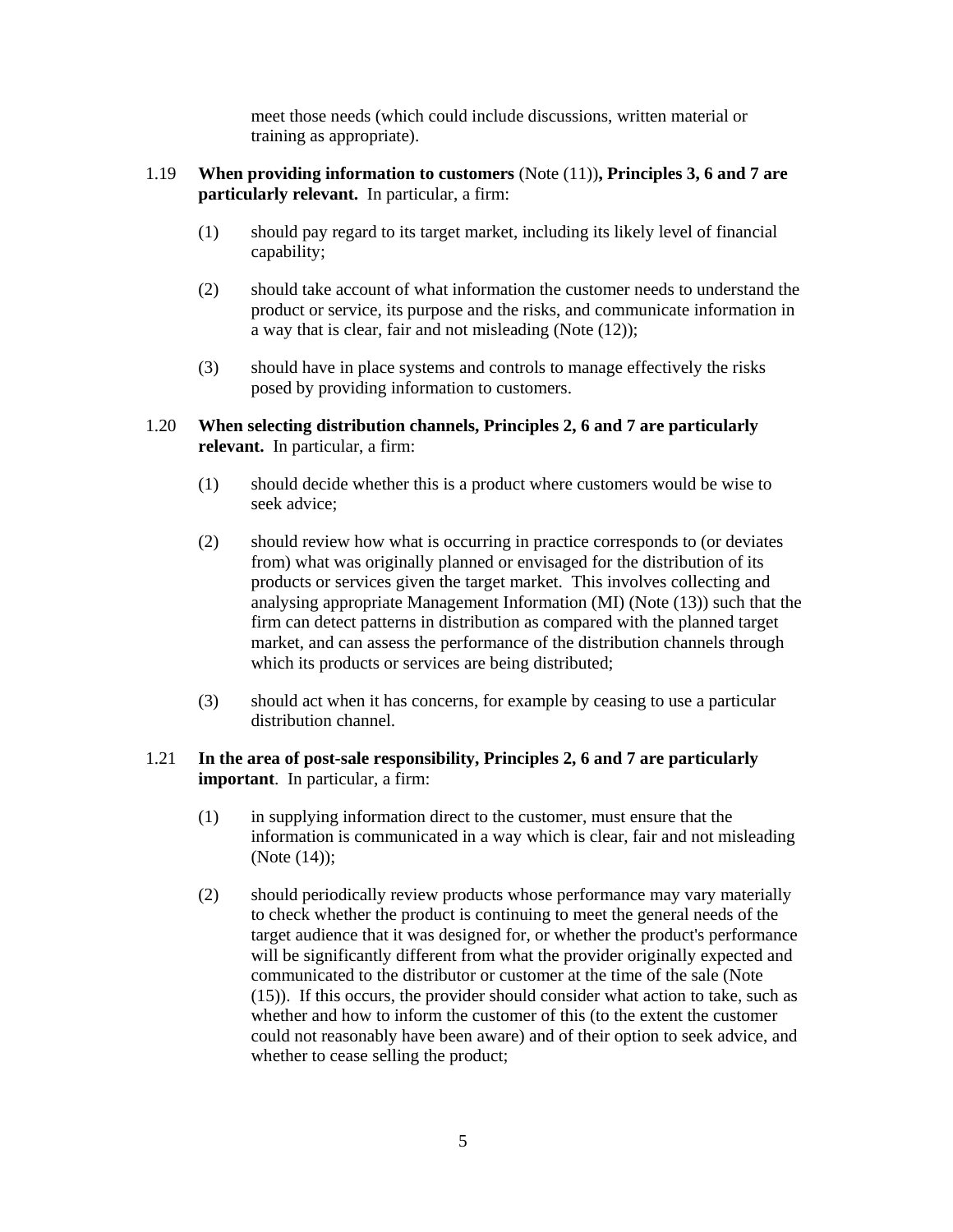meet those needs (which could include discussions, written material or training as appropriate).

1.19 **When providing information to customers** (Note (11))**, Principles 3, 6 and 7 are particularly relevant.** In particular, a firm:

(1) should pay regard to its target market, including its likely level of financial capability;

(2) should take account of what information the customer needs to understand the product or service, its purpose and the risks, and communicate information in a way that is clear, fair and not misleading (Note (12));

(3) should have in place systems and controls to manage effectively the risks posed by providing information to customers.

1.20 **When selecting distribution channels, Principles 2, 6 and 7 are particularly relevant.** In particular, a firm:

(1) should decide whether this is a product where customers would be wise to seek advice;

(2) should review how what is occurring in practice corresponds to (or deviates from) what was originally planned or envisaged for the distribution of its products or services given the target market. This involves collecting and analysing appropriate Management Information (MI) (Note (13)) such that the firm can detect patterns in distribution as compared with the planned target market, and can assess the performance of the distribution channels through which its products or services are being distributed;

(3) should act when it has concerns, for example by ceasing to use a particular distribution channel.

1.21 **In the area of post-sale responsibility, Principles 2, 6 and 7 are particularly important**. In particular, a firm:

(1) in supplying information direct to the customer, must ensure that the information is communicated in a way which is clear, fair and not misleading (Note (14));

(2) should periodically review products whose performance may vary materially to check whether the product is continuing to meet the general needs of the target audience that it was designed for, or whether the product's performance will be significantly different from what the provider originally expected and communicated to the distributor or customer at the time of the sale (Note (15)). If this occurs, the provider should consider what action to take, such as whether and how to inform the customer of this (to the extent the customer could not reasonably have been aware) and of their option to seek advice, and whether to cease selling the product;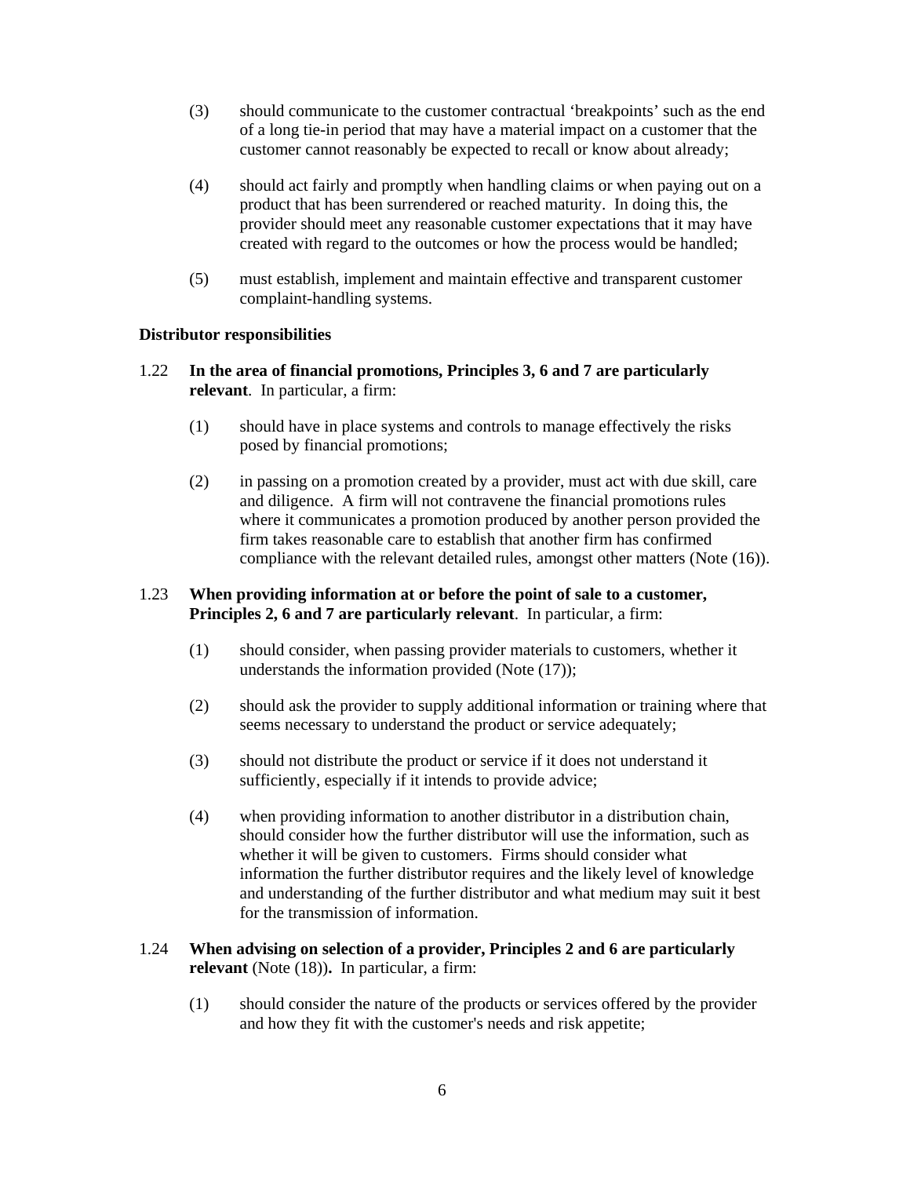(3) should communicate to the customer contractual 'breakpoints' such as the end of a long tie-in period that may have a material impact on a customer that the customer cannot reasonably be expected to recall or know about already;

(4) should act fairly and promptly when handling claims or when paying out on a product that has been surrendered or reached maturity. In doing this, the provider should meet any reasonable customer expectations that it may have created with regard to the outcomes or how the process would be handled;

(5) must establish, implement and maintain effective and transparent customer complaint-handling systems.

**Distributor responsibilities**

1.22 **In the area of financial promotions, Principles 3, 6 and 7 are particularly relevant**. In particular, a firm:

(1) should have in place systems and controls to manage effectively the risks posed by financial promotions;

(2) in passing on a promotion created by a provider, must act with due skill, care and diligence. A firm will not contravene the financial promotions rules where it communicates a promotion produced by another person provided the firm takes reasonable care to establish that another firm has confirmed compliance with the relevant detailed rules, amongst other matters (Note (16)).

1.23 **When providing information at or before the point of sale to a customer, Principles 2, 6 and 7 are particularly relevant**. In particular, a firm:

(1) should consider, when passing provider materials to customers, whether it understands the information provided (Note (17));

(2) should ask the provider to supply additional information or training where that seems necessary to understand the product or service adequately;

(3) should not distribute the product or service if it does not understand it sufficiently, especially if it intends to provide advice;

(4) when providing information to another distributor in a distribution chain, should consider how the further distributor will use the information, such as whether it will be given to customers. Firms should consider what information the further distributor requires and the likely level of knowledge and understanding of the further distributor and what medium may suit it best for the transmission of information.

1.24 **When advising on selection of a provider, Principles 2 and 6 are particularly relevant** (Note (18))**.** In particular, a firm:

(1) should consider the nature of the products or services offered by the provider and how they fit with the customer's needs and risk appetite;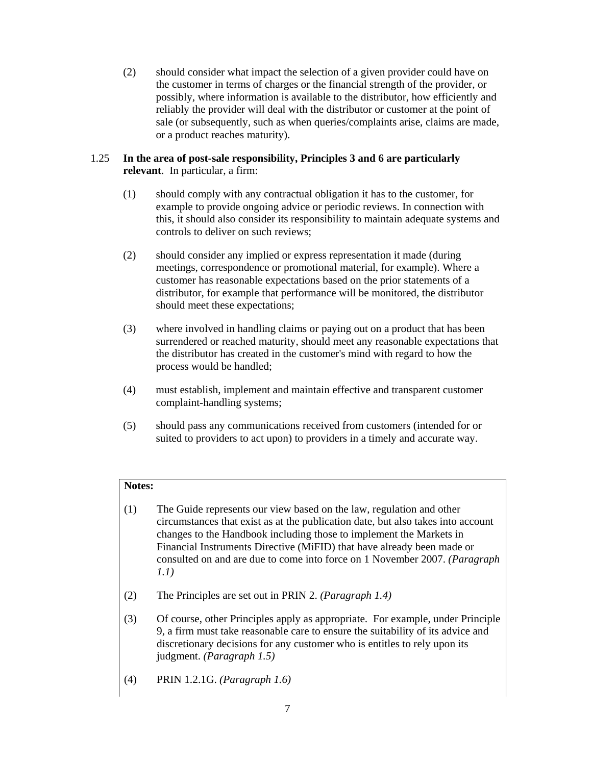(2) should consider what impact the selection of a given provider could have on the customer in terms of charges or the financial strength of the provider, or possibly, where information is available to the distributor, how efficiently and reliably the provider will deal with the distributor or customer at the point of sale (or subsequently, such as when queries/complaints arise, claims are made, or a product reaches maturity).

1.25 **In the area of post-sale responsibility, Principles 3 and 6 are particularly relevant**. In particular, a firm:

(1) should comply with any contractual obligation it has to the customer, for example to provide ongoing advice or periodic reviews. In connection with this, it should also consider its responsibility to maintain adequate systems and controls to deliver on such reviews;

(2) should consider any implied or express representation it made (during meetings, correspondence or promotional material, for example). Where a customer has reasonable expectations based on the prior statements of a distributor, for example that performance will be monitored, the distributor should meet these expectations;

(3) where involved in handling claims or paying out on a product that has been surrendered or reached maturity, should meet any reasonable expectations that the distributor has created in the customer's mind with regard to how the process would be handled;

(4) must establish, implement and maintain effective and transparent customer complaint-handling systems;

(5) should pass any communications received from customers (intended for or suited to providers to act upon) to providers in a timely and accurate way.

**Notes:**

(1) The Guide represents our view based on the law, regulation and other circumstances that exist as at the publication date, but also takes into account changes to the Handbook including those to implement the Markets in Financial Instruments Directive (MiFID) that have already been made or consulted on and are due to come into force on 1 November 2007. *(Paragraph 1.1)*

(2) The Principles are set out in PRIN 2. *(Paragraph 1.4)*

(3) Of course, other Principles apply as appropriate. For example, under Principle 9, a firm must take reasonable care to ensure the suitability of its advice and discretionary decisions for any customer who is entitles to rely upon its judgment. *(Paragraph 1.5)*

(4) PRIN 1.2.1G. *(Paragraph 1.6)*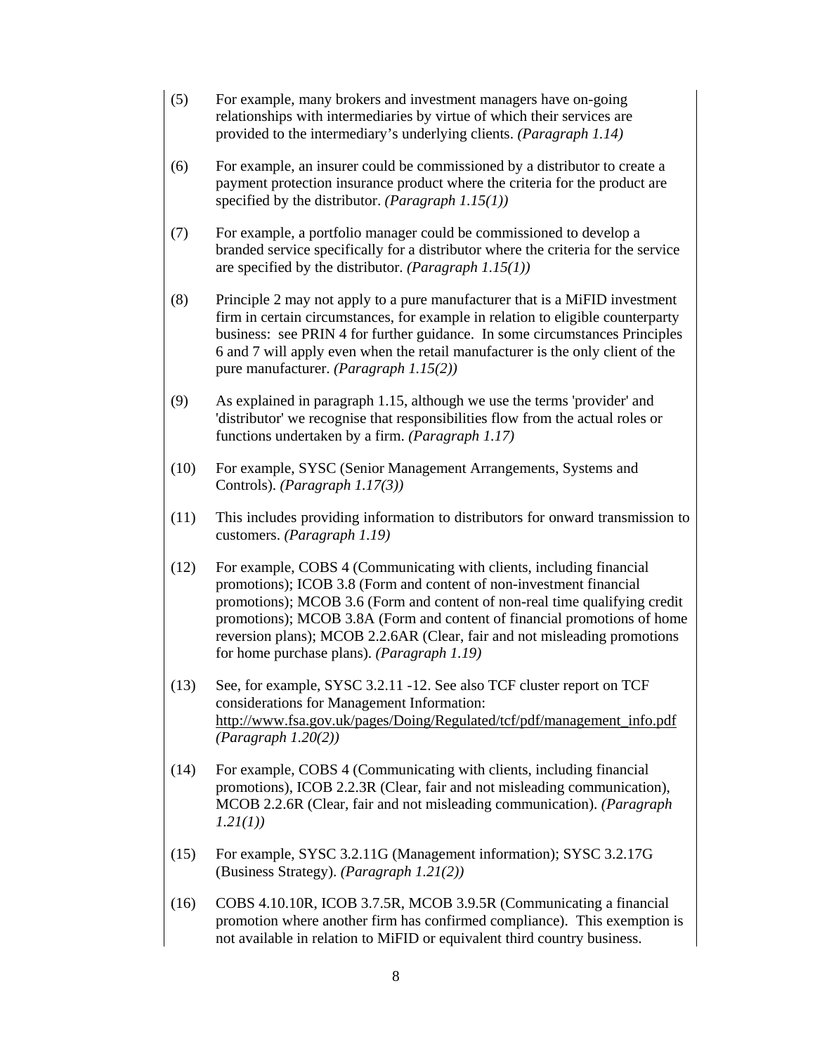(5) For example, many brokers and investment managers have on-going relationships with intermediaries by virtue of which their services are provided to the intermediary's underlying clients. *(Paragraph 1.14)*

(6) For example, an insurer could be commissioned by a distributor to create a payment protection insurance product where the criteria for the product are specified by the distributor. *(Paragraph 1.15(1))*

(7) For example, a portfolio manager could be commissioned to develop a branded service specifically for a distributor where the criteria for the service are specified by the distributor. *(Paragraph 1.15(1))*

(8) Principle 2 may not apply to a pure manufacturer that is a MiFID investment firm in certain circumstances, for example in relation to eligible counterparty business: see PRIN 4 for further guidance. In some circumstances Principles 6 and 7 will apply even when the retail manufacturer is the only client of the pure manufacturer. *(Paragraph 1.15(2))*

(9) As explained in paragraph 1.15, although we use the terms 'provider' and 'distributor' we recognise that responsibilities flow from the actual roles or functions undertaken by a firm. *(Paragraph 1.17)*

(10) For example, SYSC (Senior Management Arrangements, Systems and Controls). *(Paragraph 1.17(3))*

(11) This includes providing information to distributors for onward transmission to customers. *(Paragraph 1.19)*

(12) For example, COBS 4 (Communicating with clients, including financial promotions); ICOB 3.8 (Form and content of non-investment financial promotions); MCOB 3.6 (Form and content of non-real time qualifying credit promotions); MCOB 3.8A (Form and content of financial promotions of home reversion plans); MCOB 2.2.6AR (Clear, fair and not misleading promotions for home purchase plans). *(Paragraph 1.19)*

(13) See, for example, SYSC 3.2.11 -12. See also TCF cluster report on TCF considerations for Management Information: http://www.fsa.gov.uk/pages/Doing/Regulated/tcf/pdf/management_info.pdf *(Paragraph 1.20(2))*

(14) For example, COBS 4 (Communicating with clients, including financial promotions), ICOB 2.2.3R (Clear, fair and not misleading communication), MCOB 2.2.6R (Clear, fair and not misleading communication). *(Paragraph 1.21(1))*

(15) For example, SYSC 3.2.11G (Management information); SYSC 3.2.17G (Business Strategy). *(Paragraph 1.21(2))*

(16) COBS 4.10.10R, ICOB 3.7.5R, MCOB 3.9.5R (Communicating a financial promotion where another firm has confirmed compliance). This exemption is not available in relation to MiFID or equivalent third country business.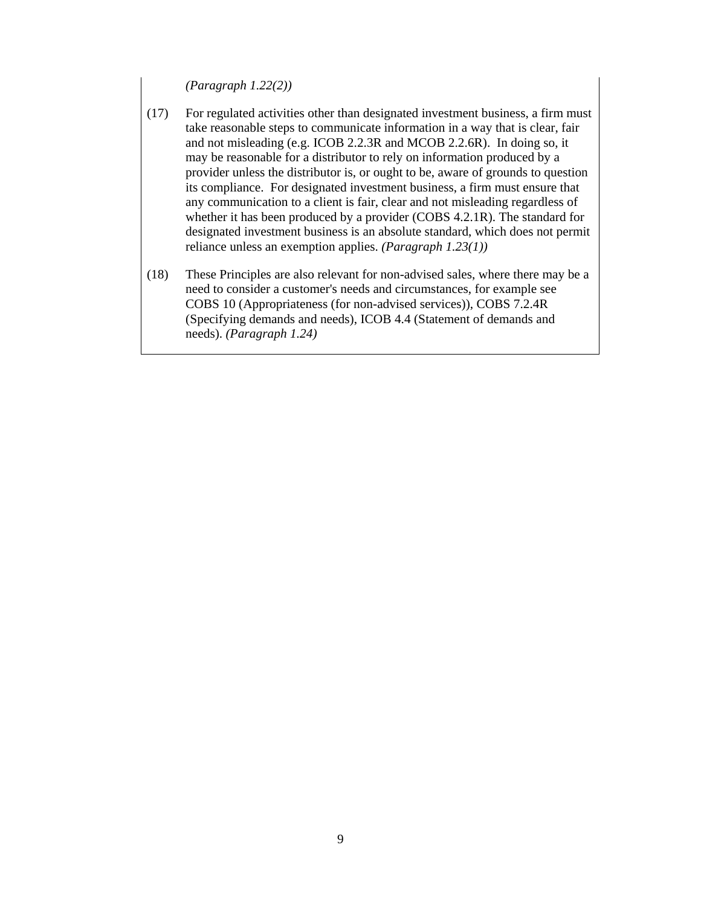*(Paragraph 1.22(2))*

(17) For regulated activities other than designated investment business, a firm must take reasonable steps to communicate information in a way that is clear, fair and not misleading (e.g. ICOB 2.2.3R and MCOB 2.2.6R). In doing so, it may be reasonable for a distributor to rely on information produced by a provider unless the distributor is, or ought to be, aware of grounds to question its compliance. For designated investment business, a firm must ensure that any communication to a client is fair, clear and not misleading regardless of whether it has been produced by a provider (COBS 4.2.1R). The standard for designated investment business is an absolute standard, which does not permit reliance unless an exemption applies. *(Paragraph 1.23(1))*

(18) These Principles are also relevant for non-advised sales, where there may be a need to consider a customer's needs and circumstances, for example see COBS 10 (Appropriateness (for non-advised services)), COBS 7.2.4R (Specifying demands and needs), ICOB 4.4 (Statement of demands and needs). *(Paragraph 1.24)*